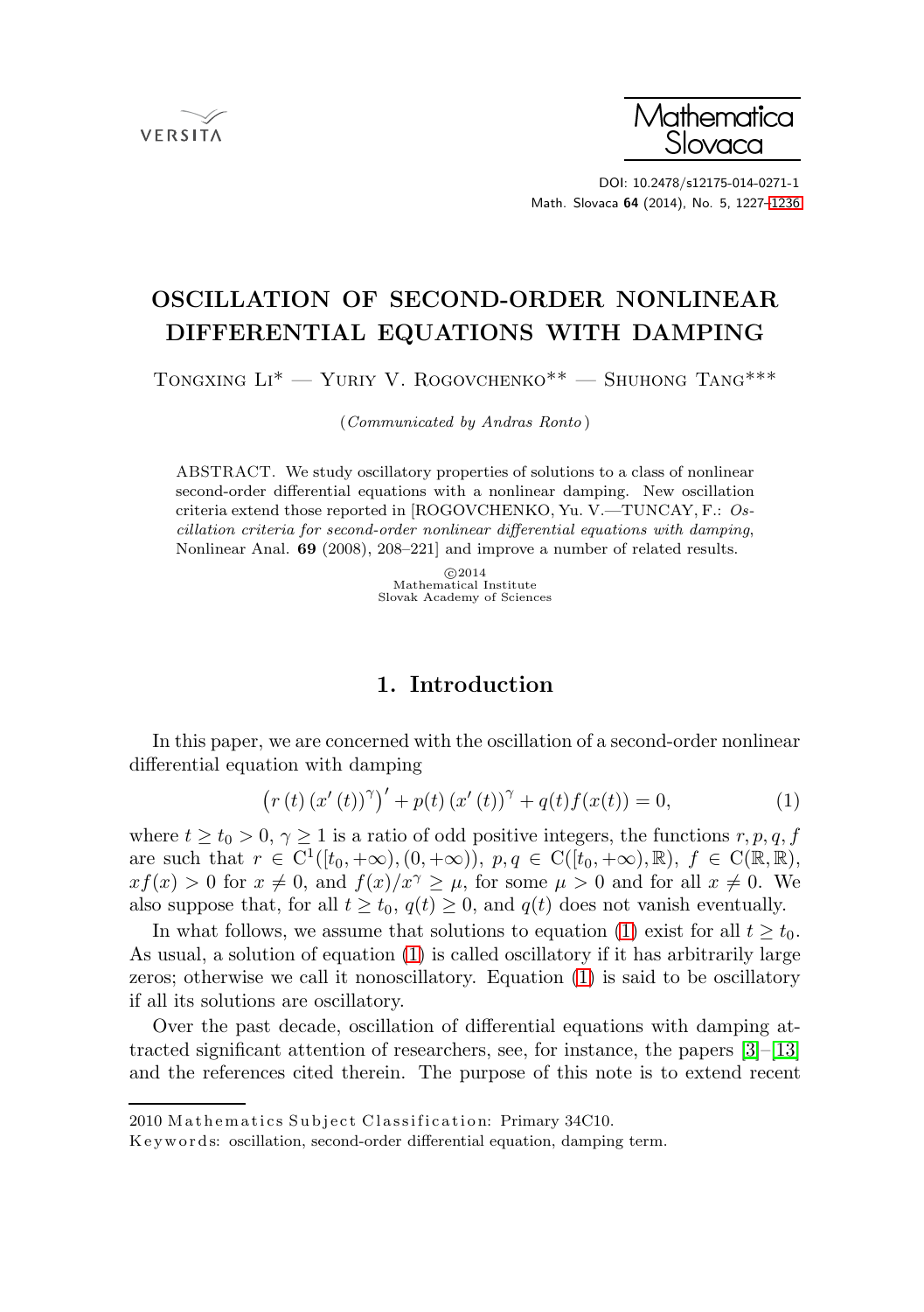# OSCILLATION OF SECOND-ORDER NONLINEAR DIFFERENTIAL EQUATIONS WITH DAMPING

Tongxing Li* — Yuriy V. Rogovchenko** — Shuhong Tang***

(*Communicated by Andras Ronto*)

ABSTRACT. We study oscillatory properties of solutions to a class of nonlinear second-order differential equations with a nonlinear damping. New oscillation criteria extend those reported in [ROGOVCHENKO, Yu. V.—TUNCAY, F.: *Oscillation criteria for second-order nonlinear differential equations with damping*, Nonlinear Anal. **69** (2008), 208–221] and improve a number of related results.

©2014
Mathematical Institute
Slovak Academy of Sciences

## 1. Introduction

In this paper, we are concerned with the oscillation of a second-order nonlinear differential equation with damping

$$\left(r\left(t\right)\left(x'\left(t\right)\right)^{\gamma}\right)' + p(t)\left(x'\left(t\right)\right)^{\gamma} + q(t)f(x(t)) = 0, \tag{1}$$

where $t \geq t_0 > 0$, $\gamma \geq 1$ is a ratio of odd positive integers, the functions $r, p, q, f$ are such that $r \in \mathrm{C}^1([t_0, +\infty), (0, +\infty))$, $p, q \in \mathrm{C}([t_0, +\infty), \mathbb{R})$, $f \in \mathrm{C}(\mathbb{R}, \mathbb{R})$, $xf(x) > 0$ for $x \neq 0$, and $f(x)/x^{\gamma} \geq \mu$, for some $\mu > 0$ and for all $x \neq 0$. We also suppose that, for all $t \geq t_0$, $q(t) \geq 0$, and $q(t)$ does not vanish eventually.

In what follows, we assume that solutions to equation (1) exist for all $t \geq t_0$. As usual, a solution of equation (1) is called oscillatory if it has arbitrarily large zeros; otherwise we call it nonoscillatory. Equation (1) is said to be oscillatory if all its solutions are oscillatory.

Over the past decade, oscillation of differential equations with damping attracted significant attention of researchers, see, for instance, the papers [3]–[13] and the references cited therein. The purpose of this note is to extend recent

---

2010 Mathematics Subject Classification: Primary 34C10.

Keywords: oscillation, second-order differential equation, damping term.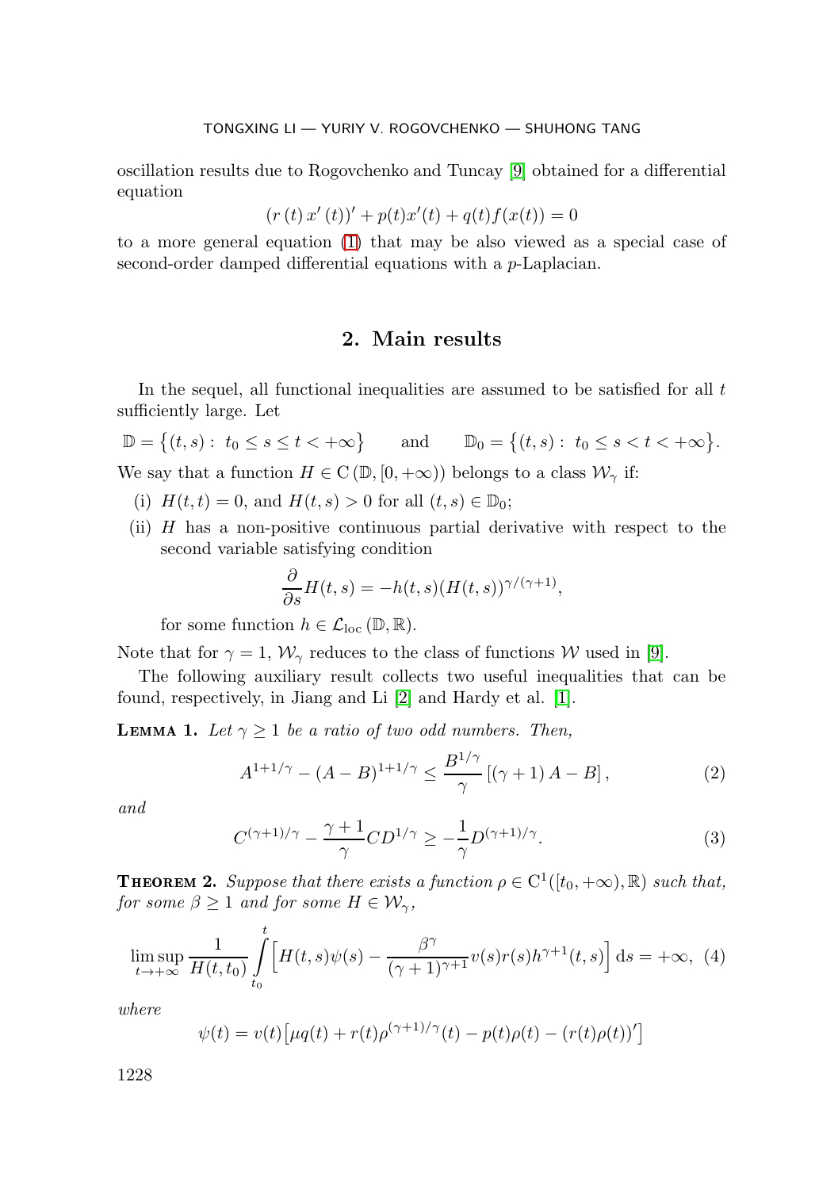oscillation results due to Rogovchenko and Tuncay [9] obtained for a differential equation

$$(r(t)\,x'(t))' + p(t)x'(t) + q(t)f(x(t)) = 0$$

to a more general equation (1) that may be also viewed as a special case of second-order damped differential equations with a $p$-Laplacian.

## 2. Main results

In the sequel, all functional inequalities are assumed to be satisfied for all $t$ sufficiently large. Let

$$\mathbb{D} = \{(t,s):\ t_0 \le s \le t < +\infty\} \qquad \text{and} \qquad \mathbb{D}_0 = \{(t,s):\ t_0 \le s < t < +\infty\}.$$

We say that a function $H \in \mathrm{C}(\mathbb{D}, [0,+\infty))$ belongs to a class $\mathcal{W}_\gamma$ if:

(i) $H(t,t) = 0$, and $H(t,s) > 0$ for all $(t,s) \in \mathbb{D}_0$;

(ii) $H$ has a non-positive continuous partial derivative with respect to the second variable satisfying condition

$$\frac{\partial}{\partial s}H(t,s) = -h(t,s)(H(t,s))^{\gamma/(\gamma+1)},$$

for some function $h \in \mathcal{L}_{\mathrm{loc}}(\mathbb{D}, \mathbb{R})$.

Note that for $\gamma = 1$, $\mathcal{W}_\gamma$ reduces to the class of functions $\mathcal{W}$ used in [9].

The following auxiliary result collects two useful inequalities that can be found, respectively, in Jiang and Li [2] and Hardy et al. [1].

**Lemma 1.** *Let $\gamma \ge 1$ be a ratio of two odd numbers. Then,*

$$A^{1+1/\gamma} - (A-B)^{1+1/\gamma} \le \frac{B^{1/\gamma}}{\gamma}\left[(\gamma+1)A - B\right], \tag{2}$$

*and*

$$C^{(\gamma+1)/\gamma} - \frac{\gamma+1}{\gamma}CD^{1/\gamma} \ge -\frac{1}{\gamma}D^{(\gamma+1)/\gamma}. \tag{3}$$

**Theorem 2.** *Suppose that there exists a function $\rho \in \mathrm{C}^1([t_0,+\infty),\mathbb{R})$ such that, for some $\beta \ge 1$ and for some $H \in \mathcal{W}_\gamma$,*

$$\limsup_{t\to+\infty} \frac{1}{H(t,t_0)} \int_{t_0}^{t} \Big[H(t,s)\psi(s) - \frac{\beta^\gamma}{(\gamma+1)^{\gamma+1}} v(s)r(s)h^{\gamma+1}(t,s)\Big]\,\mathrm{d}s = +\infty, \tag{4}$$

*where*

$$\psi(t) = v(t)\big[\mu q(t) + r(t)\rho^{(\gamma+1)/\gamma}(t) - p(t)\rho(t) - (r(t)\rho(t))'\big]$$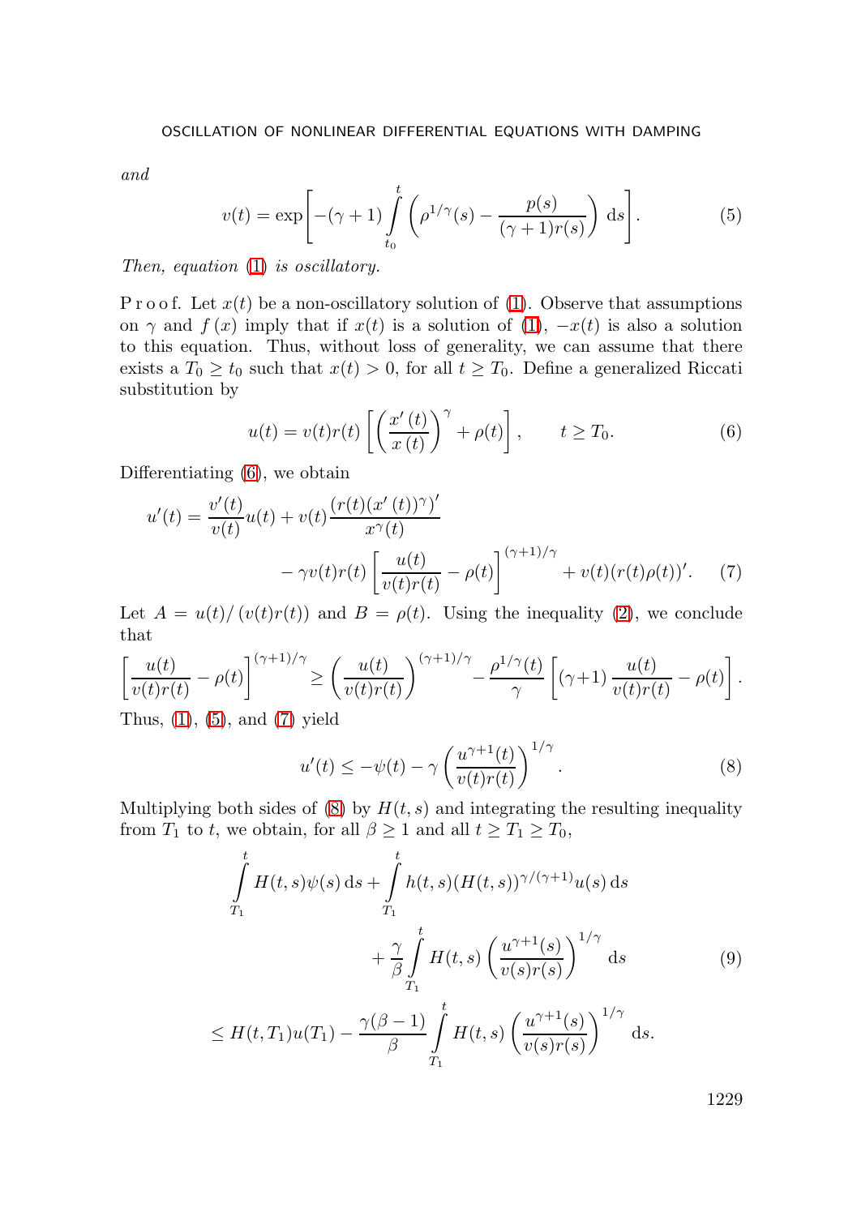*and*

$$v(t) = \exp\left[-(\gamma+1)\int_{t_0}^{t}\left(\rho^{1/\gamma}(s) - \frac{p(s)}{(\gamma+1)r(s)}\right)\,\mathrm{d}s\right]. \tag{5}$$

*Then, equation (1) is oscillatory.*

P r o o f. Let $x(t)$ be a non-oscillatory solution of (1). Observe that assumptions on $\gamma$ and $f(x)$ imply that if $x(t)$ is a solution of (1), $-x(t)$ is also a solution to this equation. Thus, without loss of generality, we can assume that there exists a $T_0 \geq t_0$ such that $x(t) > 0$, for all $t \geq T_0$. Define a generalized Riccati substitution by

$$u(t) = v(t)r(t)\left[\left(\frac{x'(t)}{x(t)}\right)^{\gamma} + \rho(t)\right], \qquad t \geq T_0. \tag{6}$$

Differentiating (6), we obtain

$$u'(t) = \frac{v'(t)}{v(t)}u(t) + v(t)\frac{(r(t)(x'(t))^{\gamma})'}{x^{\gamma}(t)} - \gamma v(t)r(t)\left[\frac{u(t)}{v(t)r(t)} - \rho(t)\right]^{(\gamma+1)/\gamma} + v(t)(r(t)\rho(t))'. \tag{7}$$

Let $A = u(t)/(v(t)r(t))$ and $B = \rho(t)$. Using the inequality (2), we conclude that

$$\left[\frac{u(t)}{v(t)r(t)} - \rho(t)\right]^{(\gamma+1)/\gamma} \geq \left(\frac{u(t)}{v(t)r(t)}\right)^{(\gamma+1)/\gamma} - \frac{\rho^{1/\gamma}(t)}{\gamma}\left[(\gamma+1)\frac{u(t)}{v(t)r(t)} - \rho(t)\right].$$

Thus, (1), (5), and (7) yield

$$u'(t) \leq -\psi(t) - \gamma\left(\frac{u^{\gamma+1}(t)}{v(t)r(t)}\right)^{1/\gamma}. \tag{8}$$

Multiplying both sides of (8) by $H(t,s)$ and integrating the resulting inequality from $T_1$ to $t$, we obtain, for all $\beta \geq 1$ and all $t \geq T_1 \geq T_0$,

$$\begin{aligned}
\int_{T_1}^{t} H(t,s)\psi(s)\,\mathrm{d}s &+ \int_{T_1}^{t} h(t,s)(H(t,s))^{\gamma/(\gamma+1)}u(s)\,\mathrm{d}s \\
&+ \frac{\gamma}{\beta}\int_{T_1}^{t} H(t,s)\left(\frac{u^{\gamma+1}(s)}{v(s)r(s)}\right)^{1/\gamma}\,\mathrm{d}s \\
\leq H(t,T_1)u(T_1) &- \frac{\gamma(\beta-1)}{\beta}\int_{T_1}^{t} H(t,s)\left(\frac{u^{\gamma+1}(s)}{v(s)r(s)}\right)^{1/\gamma}\,\mathrm{d}s.
\end{aligned} \tag{9}$$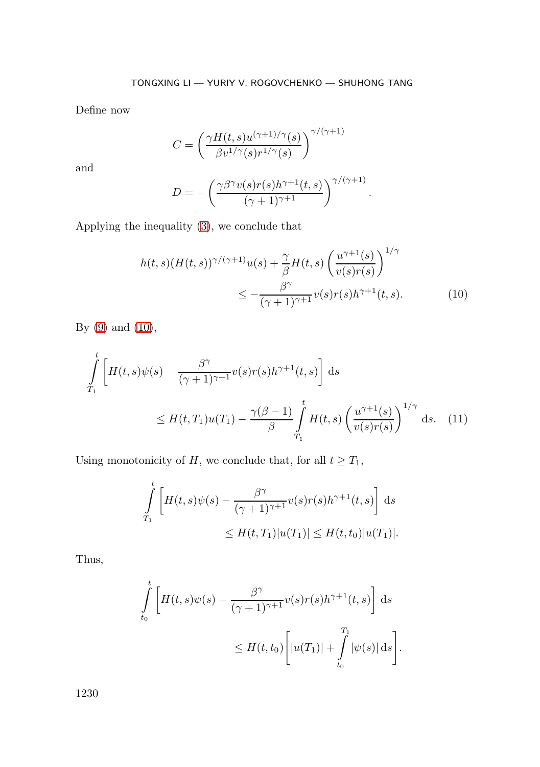Define now

$$C = \left( \frac{\gamma H(t,s) u^{(\gamma+1)/\gamma}(s)}{\beta v^{1/\gamma}(s) r^{1/\gamma}(s)} \right)^{\gamma/(\gamma+1)}$$

and

$$D = -\left( \frac{\gamma \beta^{\gamma} v(s) r(s) h^{\gamma+1}(t,s)}{(\gamma+1)^{\gamma+1}} \right)^{\gamma/(\gamma+1)}.$$

Applying the inequality (3), we conclude that

$$h(t,s)(H(t,s))^{\gamma/(\gamma+1)} u(s) + \frac{\gamma}{\beta} H(t,s) \left( \frac{u^{\gamma+1}(s)}{v(s) r(s)} \right)^{1/\gamma} \leq -\frac{\beta^{\gamma}}{(\gamma+1)^{\gamma+1}} v(s) r(s) h^{\gamma+1}(t,s). \tag{10}$$

By (9) and (10),

$$\int_{T_1}^{t} \left[ H(t,s)\psi(s) - \frac{\beta^{\gamma}}{(\gamma+1)^{\gamma+1}} v(s) r(s) h^{\gamma+1}(t,s) \right] \mathrm{d}s \leq H(t,T_1) u(T_1) - \frac{\gamma(\beta-1)}{\beta} \int_{T_1}^{t} H(t,s) \left( \frac{u^{\gamma+1}(s)}{v(s) r(s)} \right)^{1/\gamma} \mathrm{d}s. \tag{11}$$

Using monotonicity of $H$, we conclude that, for all $t \geq T_1$,

$$\int_{T_1}^{t} \left[ H(t,s)\psi(s) - \frac{\beta^{\gamma}}{(\gamma+1)^{\gamma+1}} v(s) r(s) h^{\gamma+1}(t,s) \right] \mathrm{d}s \leq H(t,T_1)|u(T_1)| \leq H(t,t_0)|u(T_1)|.$$

Thus,

$$\int_{t_0}^{t} \left[ H(t,s)\psi(s) - \frac{\beta^{\gamma}}{(\gamma+1)^{\gamma+1}} v(s) r(s) h^{\gamma+1}(t,s) \right] \mathrm{d}s \leq H(t,t_0) \left[ |u(T_1)| + \int_{t_0}^{T_1} |\psi(s)| \, \mathrm{d}s \right].$$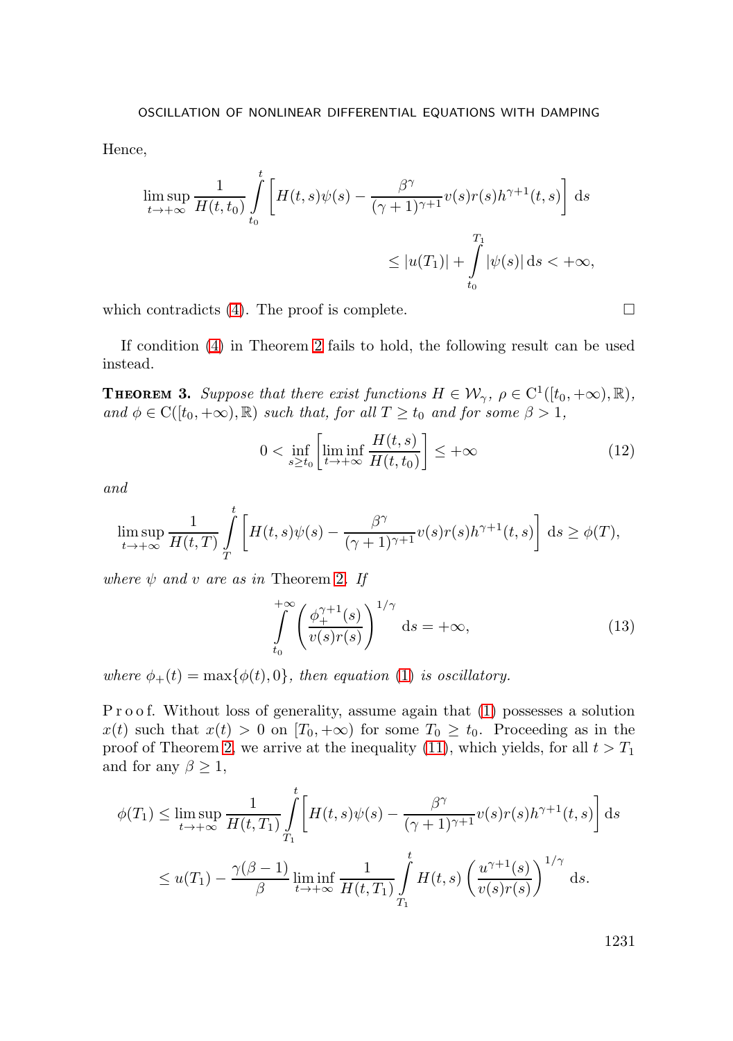Hence,

$$\limsup_{t\to+\infty} \frac{1}{H(t,t_0)} \int_{t_0}^{t} \left[ H(t,s)\psi(s) - \frac{\beta^\gamma}{(\gamma+1)^{\gamma+1}} v(s) r(s) h^{\gamma+1}(t,s) \right] \mathrm{d}s$$

$$\leq |u(T_1)| + \int_{t_0}^{T_1} |\psi(s)| \, \mathrm{d}s < +\infty,$$

which contradicts (4). The proof is complete. □

If condition (4) in Theorem 2 fails to hold, the following result can be used instead.

**Theorem 3.** *Suppose that there exist functions $H \in \mathcal{W}_\gamma$, $\rho \in \mathrm{C}^1([t_0,+\infty),\mathbb{R})$, and $\phi \in \mathrm{C}([t_0,+\infty),\mathbb{R})$ such that, for all $T \geq t_0$ and for some $\beta > 1$,*

$$0 < \inf_{s \geq t_0} \left[ \liminf_{t\to+\infty} \frac{H(t,s)}{H(t,t_0)} \right] \leq +\infty \tag{12}$$

*and*

$$\limsup_{t\to+\infty} \frac{1}{H(t,T)} \int_{T}^{t} \left[ H(t,s)\psi(s) - \frac{\beta^\gamma}{(\gamma+1)^{\gamma+1}} v(s) r(s) h^{\gamma+1}(t,s) \right] \mathrm{d}s \geq \phi(T),$$

*where $\psi$ and $v$ are as in* Theorem 2*. If*

$$\int_{t_0}^{+\infty} \left( \frac{\phi_+^{\gamma+1}(s)}{v(s) r(s)} \right)^{1/\gamma} \mathrm{d}s = +\infty, \tag{13}$$

*where $\phi_+(t) = \max\{\phi(t), 0\}$, then equation (1) is oscillatory.*

P r o o f. Without loss of generality, assume again that (1) possesses a solution $x(t)$ such that $x(t) > 0$ on $[T_0, +\infty)$ for some $T_0 \geq t_0$. Proceeding as in the proof of Theorem 2, we arrive at the inequality (11), which yields, for all $t > T_1$ and for any $\beta \geq 1$,

$$\phi(T_1) \leq \limsup_{t\to+\infty} \frac{1}{H(t,T_1)} \int_{T_1}^{t} \left[ H(t,s)\psi(s) - \frac{\beta^\gamma}{(\gamma+1)^{\gamma+1}} v(s) r(s) h^{\gamma+1}(t,s) \right] \mathrm{d}s$$

$$\leq u(T_1) - \frac{\gamma(\beta-1)}{\beta} \liminf_{t\to+\infty} \frac{1}{H(t,T_1)} \int_{T_1}^{t} H(t,s) \left( \frac{u^{\gamma+1}(s)}{v(s) r(s)} \right)^{1/\gamma} \mathrm{d}s.$$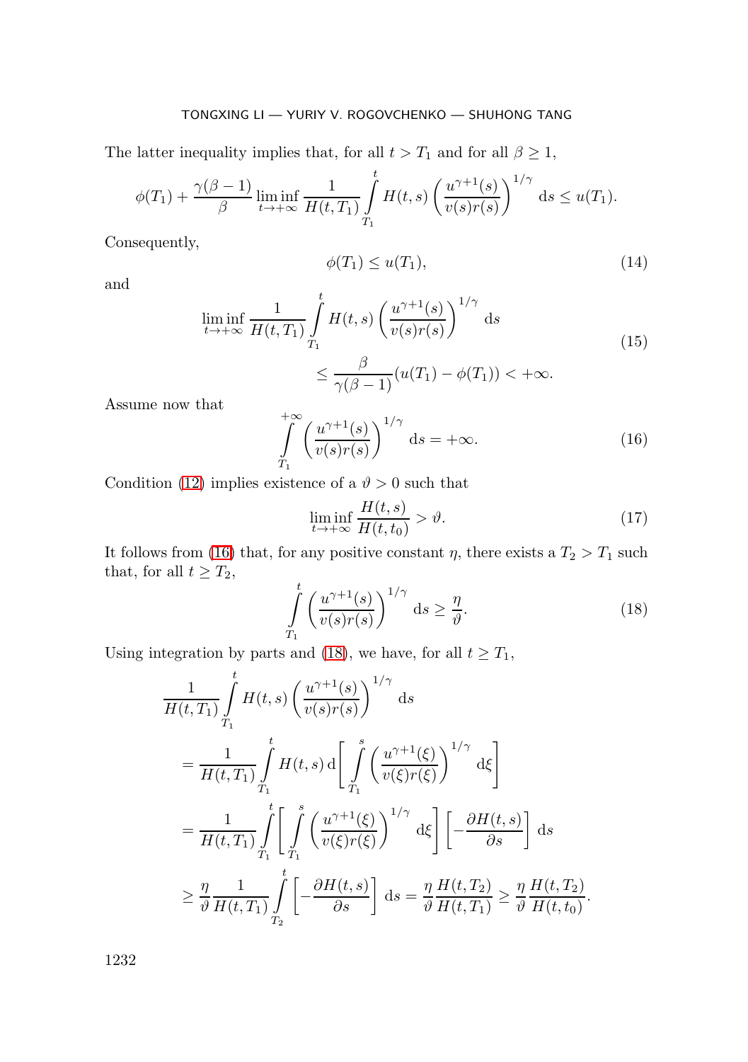The latter inequality implies that, for all $t > T_1$ and for all $\beta \geq 1$,

$$\phi(T_1) + \frac{\gamma(\beta-1)}{\beta} \liminf_{t\to+\infty} \frac{1}{H(t,T_1)} \int_{T_1}^{t} H(t,s) \left(\frac{u^{\gamma+1}(s)}{v(s)r(s)}\right)^{1/\gamma} \mathrm{d}s \leq u(T_1).$$

Consequently,

$$\phi(T_1) \leq u(T_1), \tag{14}$$

and

$$\begin{aligned} \liminf_{t\to+\infty} \frac{1}{H(t,T_1)} \int_{T_1}^{t} H(t,s) \left(\frac{u^{\gamma+1}(s)}{v(s)r(s)}\right)^{1/\gamma} \mathrm{d}s \\ \leq \frac{\beta}{\gamma(\beta-1)}(u(T_1) - \phi(T_1)) < +\infty. \end{aligned} \tag{15}$$

Assume now that

$$\int_{T_1}^{+\infty} \left(\frac{u^{\gamma+1}(s)}{v(s)r(s)}\right)^{1/\gamma} \mathrm{d}s = +\infty. \tag{16}$$

Condition (12) implies existence of a $\vartheta > 0$ such that

$$\liminf_{t\to+\infty} \frac{H(t,s)}{H(t,t_0)} > \vartheta. \tag{17}$$

It follows from (16) that, for any positive constant $\eta$, there exists a $T_2 > T_1$ such that, for all $t \geq T_2$,

$$\int_{T_1}^{t} \left(\frac{u^{\gamma+1}(s)}{v(s)r(s)}\right)^{1/\gamma} \mathrm{d}s \geq \frac{\eta}{\vartheta}. \tag{18}$$

Using integration by parts and (18), we have, for all $t \geq T_1$,

$$\begin{aligned} &\frac{1}{H(t,T_1)} \int_{T_1}^{t} H(t,s) \left(\frac{u^{\gamma+1}(s)}{v(s)r(s)}\right)^{1/\gamma} \mathrm{d}s \\ &= \frac{1}{H(t,T_1)} \int_{T_1}^{t} H(t,s)\, \mathrm{d}\left[\int_{T_1}^{s} \left(\frac{u^{\gamma+1}(\xi)}{v(\xi)r(\xi)}\right)^{1/\gamma} \mathrm{d}\xi\right] \\ &= \frac{1}{H(t,T_1)} \int_{T_1}^{t} \left[\int_{T_1}^{s} \left(\frac{u^{\gamma+1}(\xi)}{v(\xi)r(\xi)}\right)^{1/\gamma} \mathrm{d}\xi\right] \left[-\frac{\partial H(t,s)}{\partial s}\right] \mathrm{d}s \\ &\geq \frac{\eta}{\vartheta} \frac{1}{H(t,T_1)} \int_{T_2}^{t} \left[-\frac{\partial H(t,s)}{\partial s}\right] \mathrm{d}s = \frac{\eta}{\vartheta} \frac{H(t,T_2)}{H(t,T_1)} \geq \frac{\eta}{\vartheta} \frac{H(t,T_2)}{H(t,t_0)}. \end{aligned}$$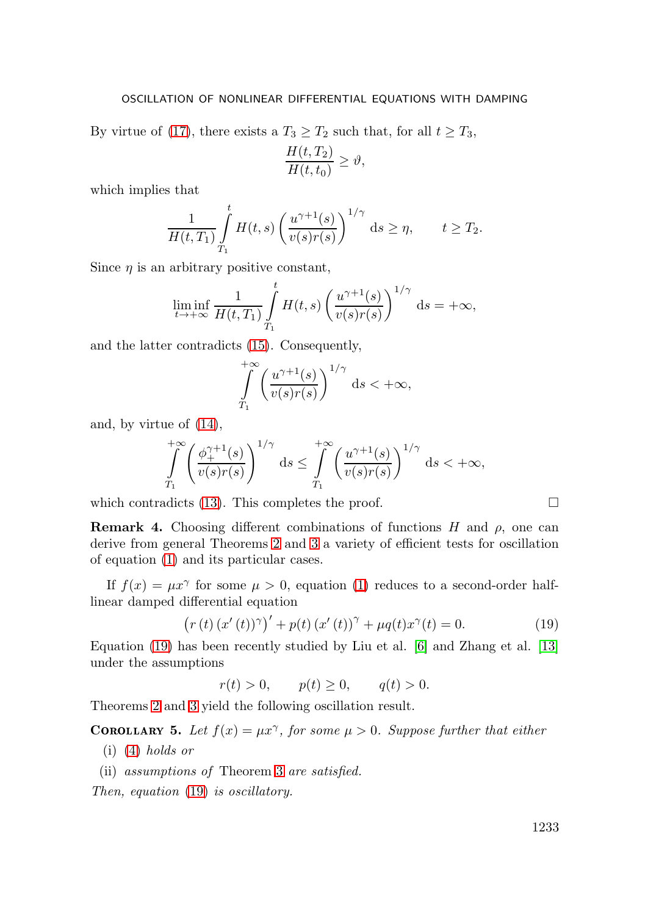By virtue of (17), there exists a $T_3 \geq T_2$ such that, for all $t \geq T_3$,

$$\frac{H(t, T_2)}{H(t, t_0)} \geq \vartheta,$$

which implies that

$$\frac{1}{H(t, T_1)} \int_{T_1}^{t} H(t, s) \left( \frac{u^{\gamma+1}(s)}{v(s)r(s)} \right)^{1/\gamma} \mathrm{d}s \geq \eta, \qquad t \geq T_2.$$

Since $\eta$ is an arbitrary positive constant,

$$\liminf_{t \to +\infty} \frac{1}{H(t, T_1)} \int_{T_1}^{t} H(t, s) \left( \frac{u^{\gamma+1}(s)}{v(s)r(s)} \right)^{1/\gamma} \mathrm{d}s = +\infty,$$

and the latter contradicts (15). Consequently,

$$\int_{T_1}^{+\infty} \left( \frac{u^{\gamma+1}(s)}{v(s)r(s)} \right)^{1/\gamma} \mathrm{d}s < +\infty,$$

and, by virtue of (14),

$$\int_{T_1}^{+\infty} \left( \frac{\phi_{+}^{\gamma+1}(s)}{v(s)r(s)} \right)^{1/\gamma} \mathrm{d}s \leq \int_{T_1}^{+\infty} \left( \frac{u^{\gamma+1}(s)}{v(s)r(s)} \right)^{1/\gamma} \mathrm{d}s < +\infty,$$

which contradicts (13). This completes the proof. $\square$

**Remark 4.** Choosing different combinations of functions $H$ and $\rho$, one can derive from general Theorems 2 and 3 a variety of efficient tests for oscillation of equation (1) and its particular cases.

If $f(x) = \mu x^{\gamma}$ for some $\mu > 0$, equation (1) reduces to a second-order half-linear damped differential equation

$$\left( r\left(t\right) \left(x'\left(t\right)\right)^{\gamma} \right)' + p(t) \left(x'\left(t\right)\right)^{\gamma} + \mu q(t) x^{\gamma}(t) = 0. \tag{19}$$

Equation (19) has been recently studied by Liu et al. [6] and Zhang et al. [13] under the assumptions

$$r(t) > 0, \qquad p(t) \geq 0, \qquad q(t) > 0.$$

Theorems 2 and 3 yield the following oscillation result.

**Corollary 5.** *Let $f(x) = \mu x^{\gamma}$, for some $\mu > 0$. Suppose further that either*

(i) *(4) holds or*

(ii) *assumptions of* Theorem 3 *are satisfied.*

*Then, equation (19) is oscillatory.*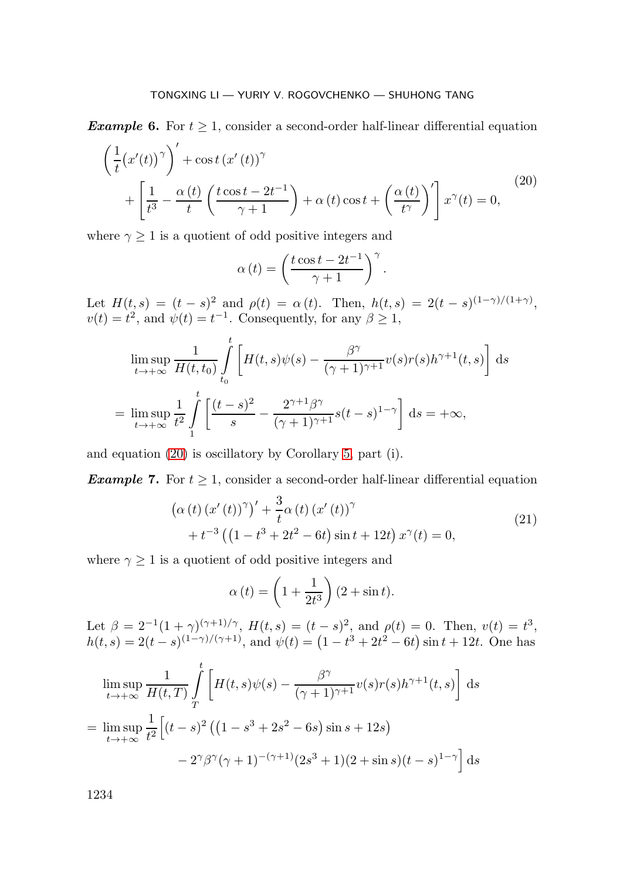***Example* 6.** For $t \geq 1$, consider a second-order half-linear differential equation

$$\begin{aligned}\left(\frac{1}{t}\big(x'(t)\big)^{\gamma}\right)' &+ \cos t\,(x'(t))^{\gamma} \\ &+ \left[\frac{1}{t^3} - \frac{\alpha(t)}{t}\left(\frac{t\cos t - 2t^{-1}}{\gamma+1}\right) + \alpha(t)\cos t + \left(\frac{\alpha(t)}{t^{\gamma}}\right)'\right] x^{\gamma}(t) = 0,\end{aligned} \tag{20}$$

where $\gamma \geq 1$ is a quotient of odd positive integers and

$$\alpha(t) = \left(\frac{t\cos t - 2t^{-1}}{\gamma+1}\right)^{\gamma}.$$

Let $H(t,s) = (t-s)^2$ and $\rho(t) = \alpha(t)$. Then, $h(t,s) = 2(t-s)^{(1-\gamma)/(1+\gamma)}$, $v(t) = t^2$, and $\psi(t) = t^{-1}$. Consequently, for any $\beta \geq 1$,

$$\begin{aligned}&\limsup_{t\to+\infty} \frac{1}{H(t,t_0)} \int_{t_0}^{t} \left[H(t,s)\psi(s) - \frac{\beta^{\gamma}}{(\gamma+1)^{\gamma+1}} v(s)r(s)h^{\gamma+1}(t,s)\right] \mathrm{d}s \\ &= \limsup_{t\to+\infty} \frac{1}{t^2} \int_{1}^{t} \left[\frac{(t-s)^2}{s} - \frac{2^{\gamma+1}\beta^{\gamma}}{(\gamma+1)^{\gamma+1}} s(t-s)^{1-\gamma}\right] \mathrm{d}s = +\infty,\end{aligned}$$

and equation (20) is oscillatory by Corollary 5, part (i).

***Example* 7.** For $t \geq 1$, consider a second-order half-linear differential equation

$$\begin{aligned}\big(\alpha(t)\,(x'(t))^{\gamma}\big)' &+ \frac{3}{t}\alpha(t)\,(x'(t))^{\gamma} \\ &+ t^{-3}\left(\left(1 - t^3 + 2t^2 - 6t\right)\sin t + 12t\right) x^{\gamma}(t) = 0,\end{aligned} \tag{21}$$

where $\gamma \geq 1$ is a quotient of odd positive integers and

$$\alpha(t) = \left(1 + \frac{1}{2t^3}\right)(2 + \sin t).$$

Let $\beta = 2^{-1}(1+\gamma)^{(\gamma+1)/\gamma}$, $H(t,s) = (t-s)^2$, and $\rho(t) = 0$. Then, $v(t) = t^3$, $h(t,s) = 2(t-s)^{(1-\gamma)/(\gamma+1)}$, and $\psi(t) = \left(1 - t^3 + 2t^2 - 6t\right)\sin t + 12t$. One has

$$\begin{aligned}&\limsup_{t\to+\infty} \frac{1}{H(t,T)} \int_{T}^{t} \left[H(t,s)\psi(s) - \frac{\beta^{\gamma}}{(\gamma+1)^{\gamma+1}} v(s)r(s)h^{\gamma+1}(t,s)\right] \mathrm{d}s \\ &= \limsup_{t\to+\infty} \frac{1}{t^2}\Big[(t-s)^2\left(\left(1 - s^3 + 2s^2 - 6s\right)\sin s + 12s\right) \\ &\qquad\qquad - 2^{\gamma}\beta^{\gamma}(\gamma+1)^{-(\gamma+1)}(2s^3+1)(2+\sin s)(t-s)^{1-\gamma}\Big]\,\mathrm{d}s\end{aligned}$$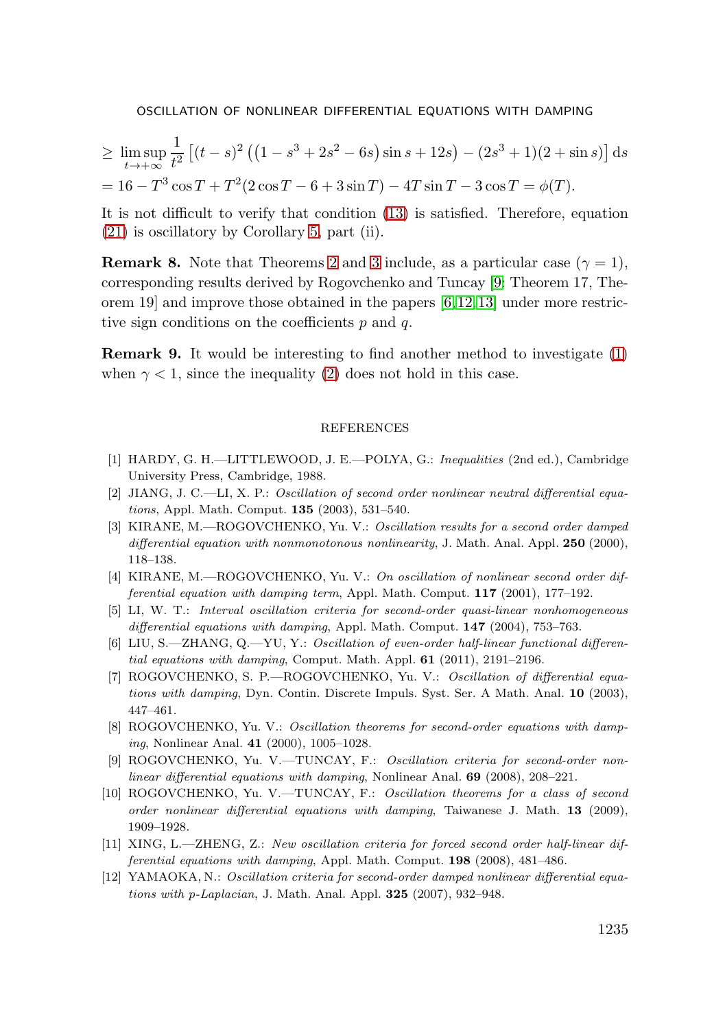$$\geq \limsup_{t\to+\infty} \frac{1}{t^2}\left[(t-s)^2\left(\left(1-s^3+2s^2-6s\right)\sin s+12s\right)-(2s^3+1)(2+\sin s)\right]\mathrm{d}s$$

$$= 16 - T^3\cos T + T^2(2\cos T - 6 + 3\sin T) - 4T\sin T - 3\cos T = \phi(T).$$

It is not difficult to verify that condition (13) is satisfied. Therefore, equation (21) is oscillatory by Corollary 5, part (ii).

**Remark 8.** Note that Theorems 2 and 3 include, as a particular case ($\gamma = 1$), corresponding results derived by Rogovchenko and Tuncay [9: Theorem 17, Theorem 19] and improve those obtained in the papers [6,12,13] under more restrictive sign conditions on the coefficients $p$ and $q$.

**Remark 9.** It would be interesting to find another method to investigate (1) when $\gamma < 1$, since the inequality (2) does not hold in this case.

## REFERENCES

[1] HARDY, G. H.—LITTLEWOOD, J. E.—POLYA, G.: *Inequalities* (2nd ed.), Cambridge University Press, Cambridge, 1988.

[2] JIANG, J. C.—LI, X. P.: *Oscillation of second order nonlinear neutral differential equations*, Appl. Math. Comput. **135** (2003), 531–540.

[3] KIRANE, M.—ROGOVCHENKO, Yu. V.: *Oscillation results for a second order damped differential equation with nonmonotonous nonlinearity*, J. Math. Anal. Appl. **250** (2000), 118–138.

[4] KIRANE, M.—ROGOVCHENKO, Yu. V.: *On oscillation of nonlinear second order differential equation with damping term*, Appl. Math. Comput. **117** (2001), 177–192.

[5] LI, W. T.: *Interval oscillation criteria for second-order quasi-linear nonhomogeneous differential equations with damping*, Appl. Math. Comput. **147** (2004), 753–763.

[6] LIU, S.—ZHANG, Q.—YU, Y.: *Oscillation of even-order half-linear functional differential equations with damping*, Comput. Math. Appl. **61** (2011), 2191–2196.

[7] ROGOVCHENKO, S. P.—ROGOVCHENKO, Yu. V.: *Oscillation of differential equations with damping*, Dyn. Contin. Discrete Impuls. Syst. Ser. A Math. Anal. **10** (2003), 447–461.

[8] ROGOVCHENKO, Yu. V.: *Oscillation theorems for second-order equations with damping*, Nonlinear Anal. **41** (2000), 1005–1028.

[9] ROGOVCHENKO, Yu. V.—TUNCAY, F.: *Oscillation criteria for second-order nonlinear differential equations with damping*, Nonlinear Anal. **69** (2008), 208–221.

[10] ROGOVCHENKO, Yu. V.—TUNCAY, F.: *Oscillation theorems for a class of second order nonlinear differential equations with damping*, Taiwanese J. Math. **13** (2009), 1909–1928.

[11] XING, L.—ZHENG, Z.: *New oscillation criteria for forced second order half-linear differential equations with damping*, Appl. Math. Comput. **198** (2008), 481–486.

[12] YAMAOKA, N.: *Oscillation criteria for second-order damped nonlinear differential equations with p-Laplacian*, J. Math. Anal. Appl. **325** (2007), 932–948.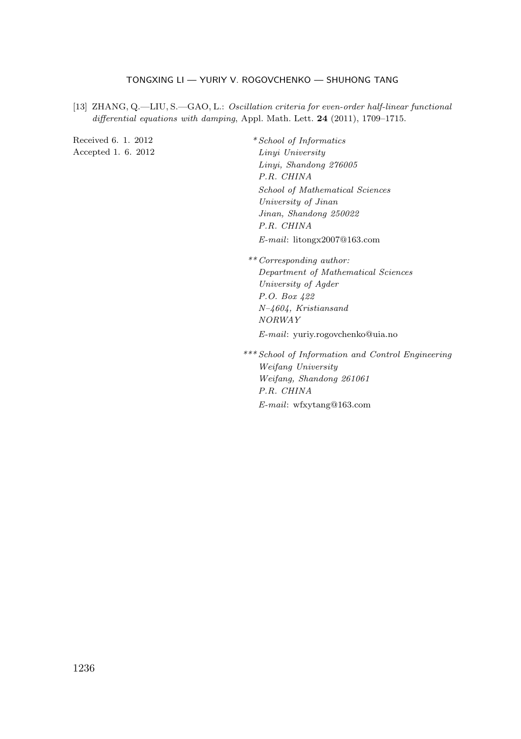[13] ZHANG, Q.—LIU, S.—GAO, L.: *Oscillation criteria for even-order half-linear functional differential equations with damping*, Appl. Math. Lett. **24** (2011), 1709–1715.

Received 6. 1. 2012
Accepted 1. 6. 2012

[*] *School of Informatics*
*Linyi University*
*Linyi, Shandong 276005*
*P.R. CHINA*
*School of Mathematical Sciences*
*University of Jinan*
*Jinan, Shandong 250022*
*P.R. CHINA*
*E-mail*: litongx2007@163.com

[**] *Corresponding author:*
*Department of Mathematical Sciences*
*University of Agder*
*P.O. Box 422*
*N–4604, Kristiansand*
*NORWAY*
*E-mail*: yuriy.rogovchenko@uia.no

[***] *School of Information and Control Engineering*
*Weifang University*
*Weifang, Shandong 261061*
*P.R. CHINA*
*E-mail*: wfxytang@163.com